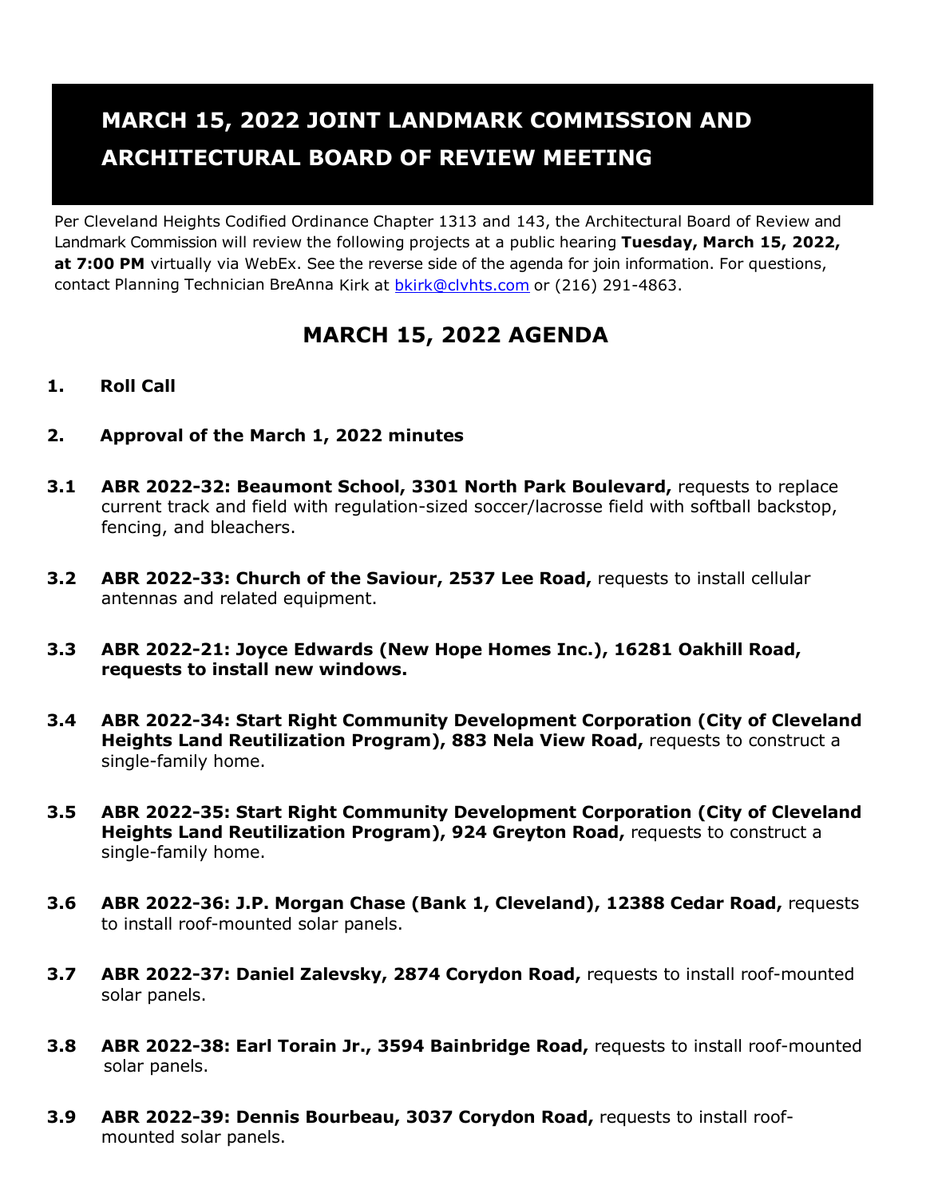# MARCH 15, 2022 JOINT LANDMARK COMMISSION AND ARCHITECTURAL BOARD OF REVIEW MEETING

Per Cleveland Heights Codified Ordinance Chapter 1313 and 143, the Architectural Board of Review and Landmark Commission will review the following projects at a public hearing **Tuesday, March 15, 2022, at 7:00 PM** virtually via WebEx. See the reverse side of the agenda for join information. For questions, contact Planning Technician BreAnna Kirk at bkirk@clvhts.com or (216) 291-4863.

## MARCH 15, 2022 AGENDA

**1. Roll Call**

**2. Approval of the March 1, 2022 minutes**

**3.1 ABR 2022-32: Beaumont School, 3301 North Park Boulevard,** requests to replace current track and field with regulation-sized soccer/lacrosse field with softball backstop, fencing, and bleachers.

**3.2 ABR 2022-33: Church of the Saviour, 2537 Lee Road,** requests to install cellular antennas and related equipment.

**3.3 ABR 2022-21: Joyce Edwards (New Hope Homes Inc.), 16281 Oakhill Road, requests to install new windows.**

**3.4 ABR 2022-34: Start Right Community Development Corporation (City of Cleveland Heights Land Reutilization Program), 883 Nela View Road,** requests to construct a single-family home.

**3.5 ABR 2022-35: Start Right Community Development Corporation (City of Cleveland Heights Land Reutilization Program), 924 Greyton Road,** requests to construct a single-family home.

**3.6 ABR 2022-36: J.P. Morgan Chase (Bank 1, Cleveland), 12388 Cedar Road,** requests to install roof-mounted solar panels.

**3.7 ABR 2022-37: Daniel Zalevsky, 2874 Corydon Road,** requests to install roof-mounted solar panels.

**3.8 ABR 2022-38: Earl Torain Jr., 3594 Bainbridge Road,** requests to install roof-mounted solar panels.

**3.9 ABR 2022-39: Dennis Bourbeau, 3037 Corydon Road,** requests to install roof-mounted solar panels.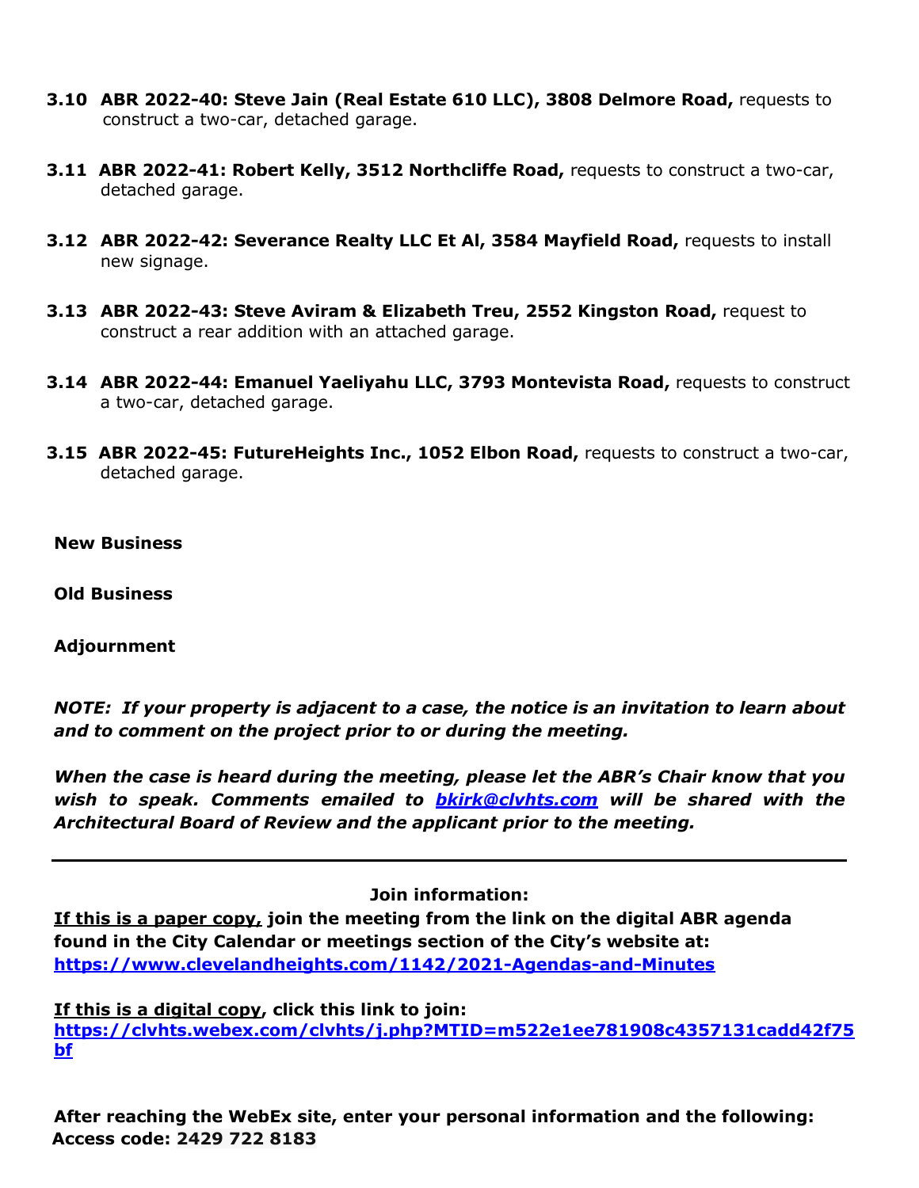**3.10 ABR 2022-40: Steve Jain (Real Estate 610 LLC), 3808 Delmore Road,** requests to construct a two-car, detached garage.

**3.11 ABR 2022-41: Robert Kelly, 3512 Northcliffe Road,** requests to construct a two-car, detached garage.

**3.12 ABR 2022-42: Severance Realty LLC Et Al, 3584 Mayfield Road,** requests to install new signage.

**3.13 ABR 2022-43: Steve Aviram & Elizabeth Treu, 2552 Kingston Road,** request to construct a rear addition with an attached garage.

**3.14 ABR 2022-44: Emanuel Yaeliyahu LLC, 3793 Montevista Road,** requests to construct a two-car, detached garage.

**3.15 ABR 2022-45: FutureHeights Inc., 1052 Elbon Road,** requests to construct a two-car, detached garage.

**New Business**

**Old Business**

**Adjournment**

***NOTE: If your property is adjacent to a case, the notice is an invitation to learn about and to comment on the project prior to or during the meeting.***

***When the case is heard during the meeting, please let the ABR's Chair know that you wish to speak. Comments emailed to [bkirk@clvhts.com](mailto:bkirk@clvhts.com) will be shared with the Architectural Board of Review and the applicant prior to the meeting.***

---

**Join information:**

**If this is a paper copy, join the meeting from the link on the digital ABR agenda found in the City Calendar or meetings section of the City's website at:**
**[https://www.clevelandheights.com/1142/2021-Agendas-and-Minutes](https://www.clevelandheights.com/1142/2021-Agendas-and-Minutes)**

**If this is a digital copy, click this link to join:**
**[https://clvhts.webex.com/clvhts/j.php?MTID=m522e1ee781908c4357131cadd42f75bf](https://clvhts.webex.com/clvhts/j.php?MTID=m522e1ee781908c4357131cadd42f75bf)**

**After reaching the WebEx site, enter your personal information and the following:**
**Access code: 2429 722 8183**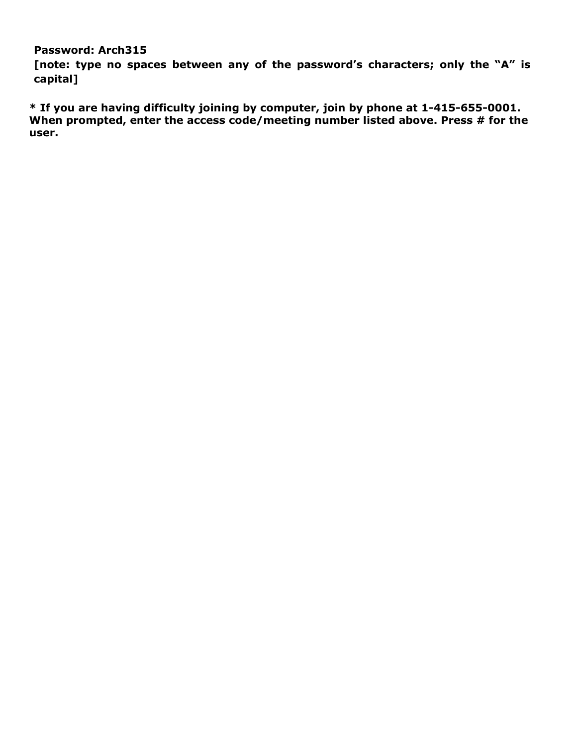**Password: Arch315**

**[note: type no spaces between any of the password's characters; only the "A" is capital]**

**\* If you are having difficulty joining by computer, join by phone at 1-415-655-0001. When prompted, enter the access code/meeting number listed above. Press # for the user.**